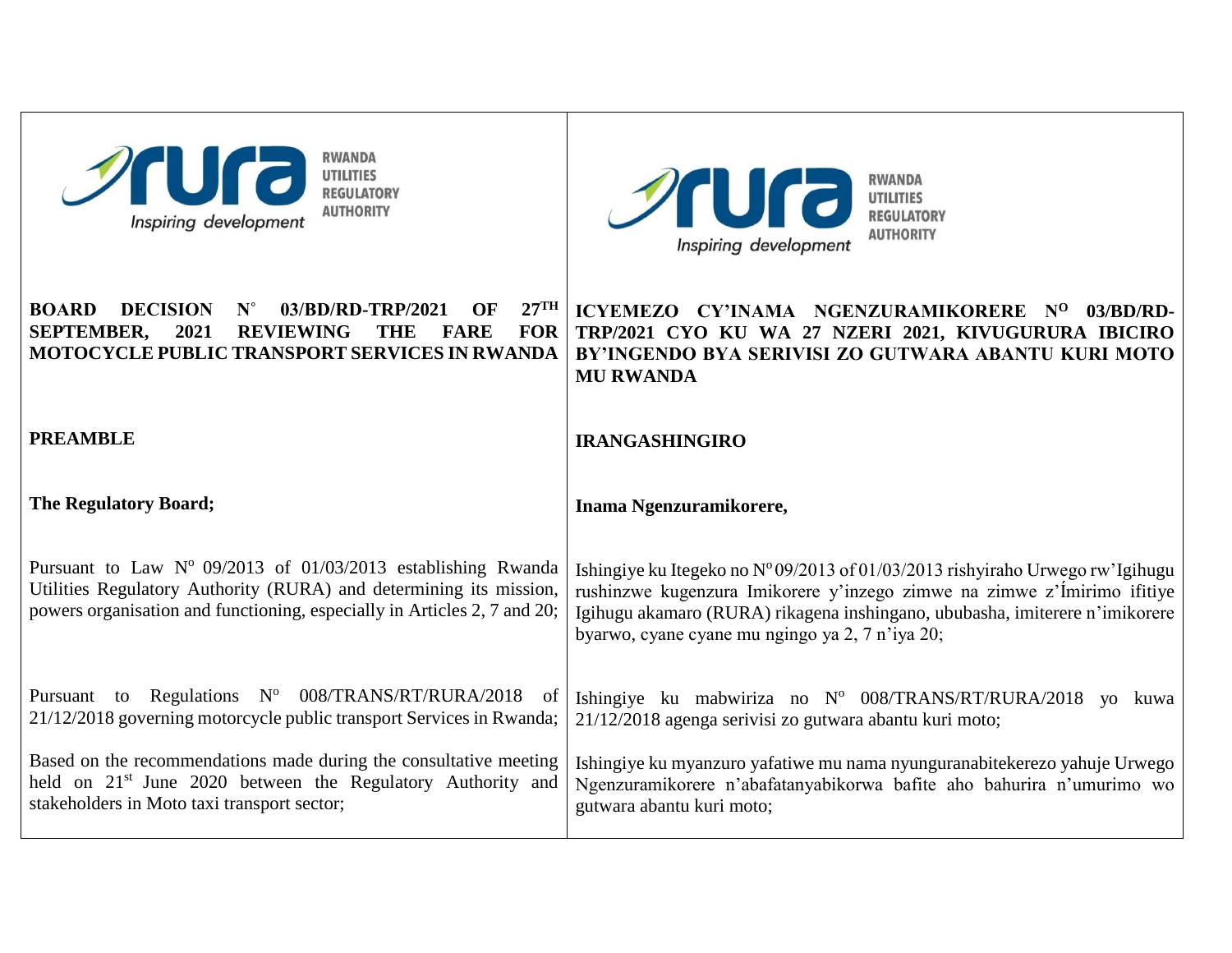RWANDA UTILITIES REGULATORY AUTHORITY

*Inspiring development*

**BOARD DECISION N° 03/BD/RD-TRP/2021 OF 27TH SEPTEMBER, 2021 REVIEWING THE FARE FOR MOTOCYCLE PUBLIC TRANSPORT SERVICES IN RWANDA**

**PREAMBLE**

**The Regulatory Board;**

Pursuant to Law Nº 09/2013 of 01/03/2013 establishing Rwanda Utilities Regulatory Authority (RURA) and determining its mission, powers organisation and functioning, especially in Articles 2, 7 and 20;

Pursuant to Regulations Nº 008/TRANS/RT/RURA/2018 of 21/12/2018 governing motorcycle public transport Services in Rwanda;

Based on the recommendations made during the consultative meeting held on 21st June 2020 between the Regulatory Authority and stakeholders in Moto taxi transport sector;

---

RWANDA UTILITIES REGULATORY AUTHORITY

*Inspiring development*

**ICYEMEZO CY'INAMA NGENZURAMIKORERE NO 03/BD/RD-TRP/2021 CYO KU WA 27 NZERI 2021, KIVUGURURA IBICIRO BY'INGENDO BYA SERIVISI ZO GUTWARA ABANTU KURI MOTO MU RWANDA**

**IRANGASHINGIRO**

**Inama Ngenzuramikorere,**

Ishingiye ku Itegeko no Nº 09/2013 of 01/03/2013 rishyiraho Urwego rw'Igihugu rushinzwe kugenzura Imikorere y'inzego zimwe na zimwe z'Ímirimo ifitiye Igihugu akamaro (RURA) rikagena inshingano, ububasha, imiterere n'imikorere byarwo, cyane cyane mu ngingo ya 2, 7 n'iya 20;

Ishingiye ku mabwiriza no Nº 008/TRANS/RT/RURA/2018 yo kuwa 21/12/2018 agenga serivisi zo gutwara abantu kuri moto;

Ishingiye ku myanzuro yafatiwe mu nama nyunguranabitekerezo yahuje Urwego Ngenzuramikorere n'abafatanyabikorwa bafite aho bahurira n'umurimo wo gutwara abantu kuri moto;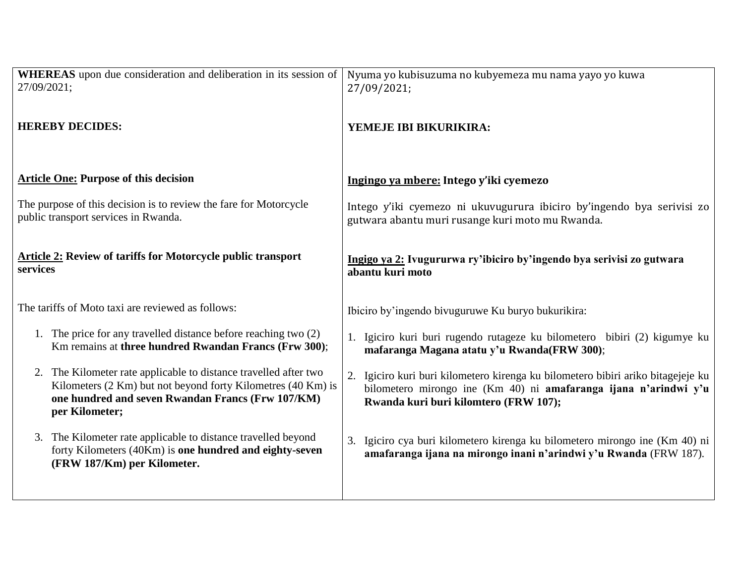| | |
|---|---|
| **WHEREAS** upon due consideration and deliberation in its session of 27/09/2021; | Nyuma yo kubisuzuma no kubyemeza mu nama yayo yo kuwa 27/09/2021; |
| **HEREBY DECIDES:** | **YEMEJE IBI BIKURIKIRA:** |
| **<u>Article One:</u> Purpose of this decision** | **<u>Ingingo ya mbere:</u> Intego y'iki cyemezo** |
| The purpose of this decision is to review the fare for Motorcycle public transport services in Rwanda. | Intego y'iki cyemezo ni ukuvugurura ibiciro by'ingendo bya serivisi zo gutwara abantu muri rusange kuri moto mu Rwanda. |
| **<u>Article 2:</u> Review of tariffs for Motorcycle public transport services** | **<u>Ingigo ya 2:</u> Ivugururwa ry'ibiciro by'ingendo bya serivisi zo gutwara abantu kuri moto** |
| The tariffs of Moto taxi are reviewed as follows: | Ibiciro by'ingendo bivuguruwe Ku buryo bukurikira: |
| 1. The price for any travelled distance before reaching two (2) Km remains at **three hundred Rwandan Francs (Frw 300)**; | 1. Igiciro kuri buri rugendo rutageze ku bilometero bibiri (2) kigumye ku **mafaranga Magana atatu y'u Rwanda(FRW 300)**; |
| 2. The Kilometer rate applicable to distance travelled after two Kilometers (2 Km) but not beyond forty Kilometres (40 Km) is **one hundred and seven Rwandan Francs (Frw 107/KM) per Kilometer;** | 2. Igiciro kuri buri kilometero kirenga ku bilometero bibiri ariko bitagejeje ku bilometero mirongo ine (Km 40) ni **amafaranga ijana n'arindwi y'u Rwanda kuri buri kilomtero (FRW 107);** |
| 3. The Kilometer rate applicable to distance travelled beyond forty Kilometers (40Km) is **one hundred and eighty-seven (FRW 187/Km) per Kilometer.** | 3. Igiciro cya buri kilometero kirenga ku bilometero mirongo ine (Km 40) ni **amafaranga ijana na mirongo inani n'arindwi y'u Rwanda** (FRW 187). |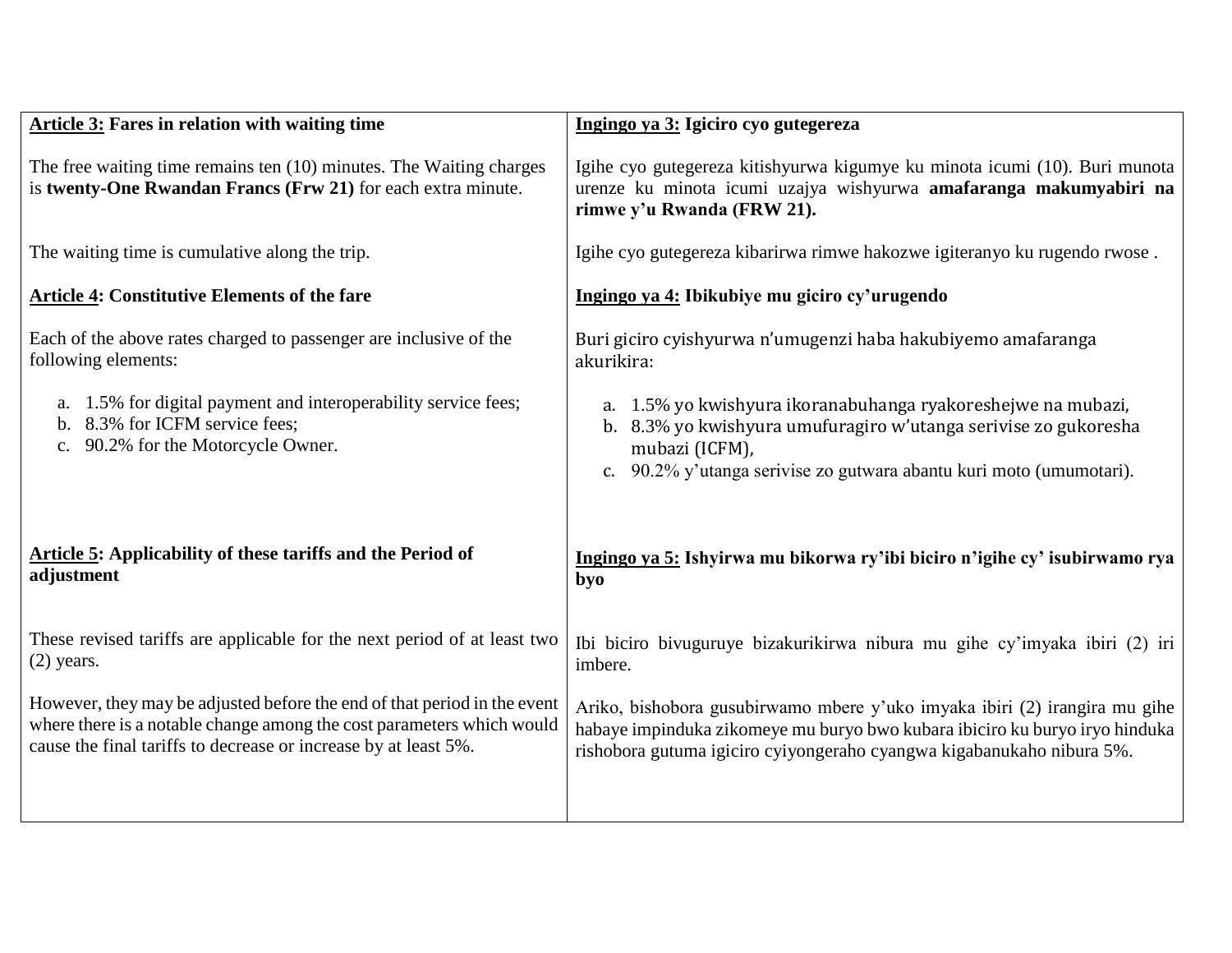| **Article 3:** Fares in relation with waiting time | **Ingingo ya 3:** Igiciro cyo gutegereza |
|---|---|
| The free waiting time remains ten (10) minutes. The Waiting charges is **twenty-One Rwandan Francs (Frw 21)** for each extra minute. | Igihe cyo gutegereza kitishyurwa kigumye ku minota icumi (10). Buri munota urenze ku minota icumi uzajya wishyurwa **amafaranga makumyabiri na rimwe y'u Rwanda (FRW 21).** |
| The waiting time is cumulative along the trip. | Igihe cyo gutegereza kibarirwa rimwe hakozwe igiteranyo ku rugendo rwose . |
| **Article 4: Constitutive Elements of the fare** | **Ingingo ya 4: Ibikubiye mu giciro cy'urugendo** |
| Each of the above rates charged to passenger are inclusive of the following elements:<br><br>a. 1.5% for digital payment and interoperability service fees;<br>b. 8.3% for ICFM service fees;<br>c. 90.2% for the Motorcycle Owner. | Buri giciro cyishyurwa n'umugenzi haba hakubiyemo amafaranga akurikira:<br><br>a. 1.5% yo kwishyura ikoranabuhanga ryakoreshejwe na mubazi,<br>b. 8.3% yo kwishyura umufuragiro w'utanga serivise zo gukoresha mubazi (ICFM),<br>c. 90.2% y'utanga serivise zo gutwara abantu kuri moto (umumotari). |
| **Article 5: Applicability of these tariffs and the Period of adjustment** | **Ingingo ya 5: Ishyirwa mu bikorwa ry'ibi biciro n'igihe cy' isubirwamo rya byo** |
| These revised tariffs are applicable for the next period of at least two (2) years. | Ibi biciro bivuguruye bizakurikirwa nibura mu gihe cy'imyaka ibiri (2) iri imbere. |
| However, they may be adjusted before the end of that period in the event where there is a notable change among the cost parameters which would cause the final tariffs to decrease or increase by at least 5%. | Ariko, bishobora gusubirwamo mbere y'uko imyaka ibiri (2) irangira mu gihe habaye impinduka zikomeye mu buryo bwo kubara ibiciro ku buryo iryo hinduka rishobora gutuma igiciro cyiyongeraho cyangwa kigabanukaho nibura 5%. |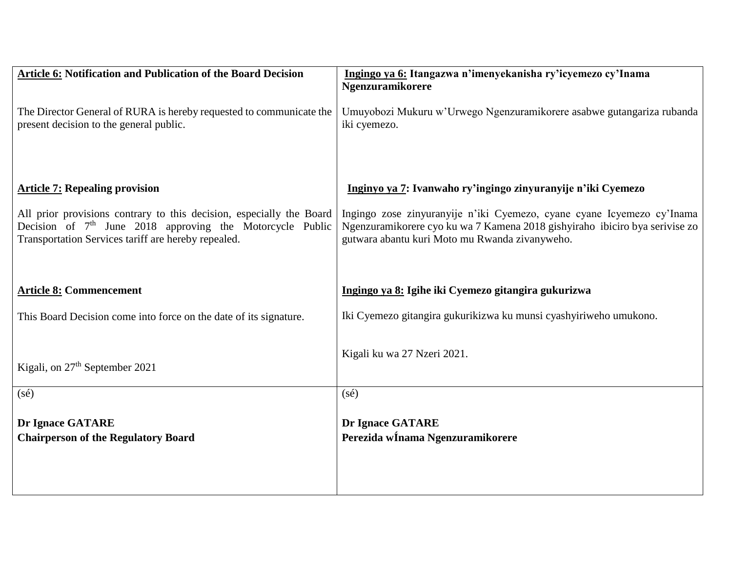| **Article 6: Notification and Publication of the Board Decision** | **Ingingo ya 6: Itangazwa n'imenyekanisha ry'icyemezo cy'Inama Ngenzuramikorere** |
|---|---|
| The Director General of RURA is hereby requested to communicate the present decision to the general public. | Umuyobozi Mukuru w'Urwego Ngenzuramikorere asabwe gutangariza rubanda iki cyemezo. |
| **Article 7: Repealing provision** | **Inginyo ya 7: Ivanwaho ry'ingingo zinyuranyije n'iki Cyemezo** |
| All prior provisions contrary to this decision, especially the Board Decision of 7th June 2018 approving the Motorcycle Public Transportation Services tariff are hereby repealed. | Ingingo zose zinyuranyije n'iki Cyemezo, cyane cyane Icyemezo cy'Inama Ngenzuramikorere cyo ku wa 7 Kamena 2018 gishyiraho ibiciro bya serivise zo gutwara abantu kuri Moto mu Rwanda zivanyweho. |
| **Article 8: Commencement** | **Ingingo ya 8: Igihe iki Cyemezo gitangira gukurizwa** |
| This Board Decision come into force on the date of its signature. | Iki Cyemezo gitangira gukurikizwa ku munsi cyashyiriweho umukono. |
| Kigali, on 27th September 2021 | Kigali ku wa 27 Nzeri 2021. |
| (sé)<br><br>**Dr Ignace GATARE**<br>**Chairperson of the Regulatory Board** | (sé)<br><br>**Dr Ignace GATARE**<br>**Perezida wÍnama Ngenzuramikorere** |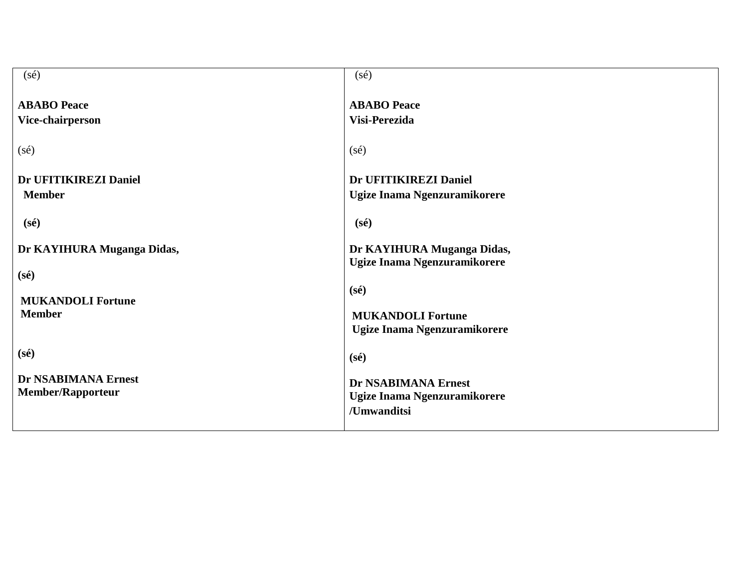| | |
|---|---|
| (sé)<br><br>**ABABO Peace**<br>**Vice-chairperson**<br><br>(sé)<br><br>**Dr UFITIKIREZI Daniel**<br>**Member**<br><br>**(sé)**<br><br>**Dr KAYIHURA Muganga Didas,**<br><br>**(sé)**<br><br>**MUKANDOLI Fortune**<br>**Member**<br><br>**(sé)**<br><br>**Dr NSABIMANA Ernest**<br>**Member/Rapporteur** | (sé)<br><br>**ABABO Peace**<br>**Visi-Perezida**<br><br>(sé)<br><br>**Dr UFITIKIREZI Daniel**<br>**Ugize Inama Ngenzuramikorere**<br><br>**(sé)**<br><br>**Dr KAYIHURA Muganga Didas,**<br>**Ugize Inama Ngenzuramikorere**<br><br>**(sé)**<br><br>**MUKANDOLI Fortune**<br>**Ugize Inama Ngenzuramikorere**<br><br>**(sé)**<br><br>**Dr NSABIMANA Ernest**<br>**Ugize Inama Ngenzuramikorere**<br>**/Umwanditsi** |